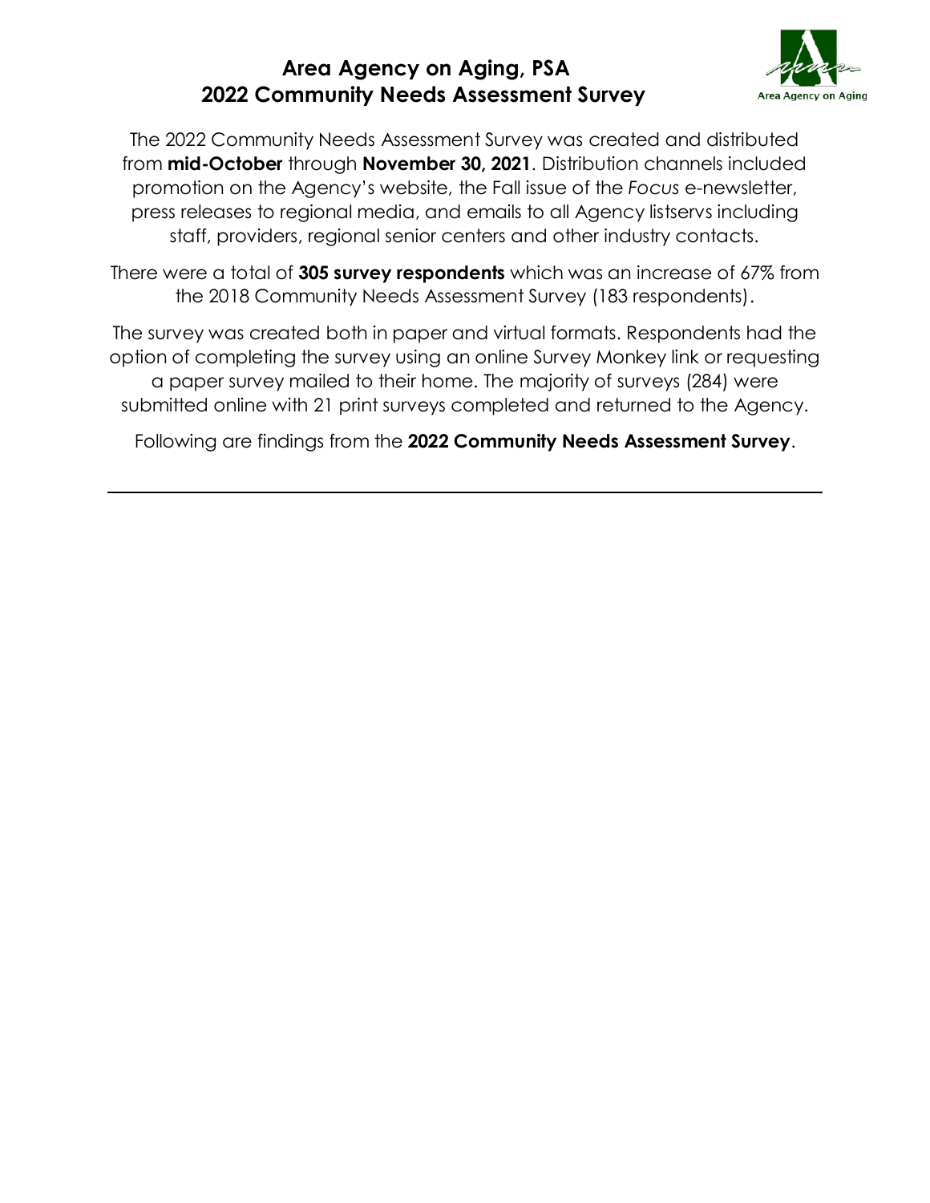# Area Agency on Aging, PSA
# 2022 Community Needs Assessment Survey

The 2022 Community Needs Assessment Survey was created and distributed from **mid-October** through **November 30, 2021**. Distribution channels included promotion on the Agency's website, the Fall issue of the *Focus* e-newsletter, press releases to regional media, and emails to all Agency listservs including staff, providers, regional senior centers and other industry contacts.

There were a total of **305 survey respondents** which was an increase of 67% from the 2018 Community Needs Assessment Survey (183 respondents).

The survey was created both in paper and virtual formats. Respondents had the option of completing the survey using an online Survey Monkey link or requesting a paper survey mailed to their home. The majority of surveys (284) were submitted online with 21 print surveys completed and returned to the Agency.

Following are findings from the **2022 Community Needs Assessment Survey**.

---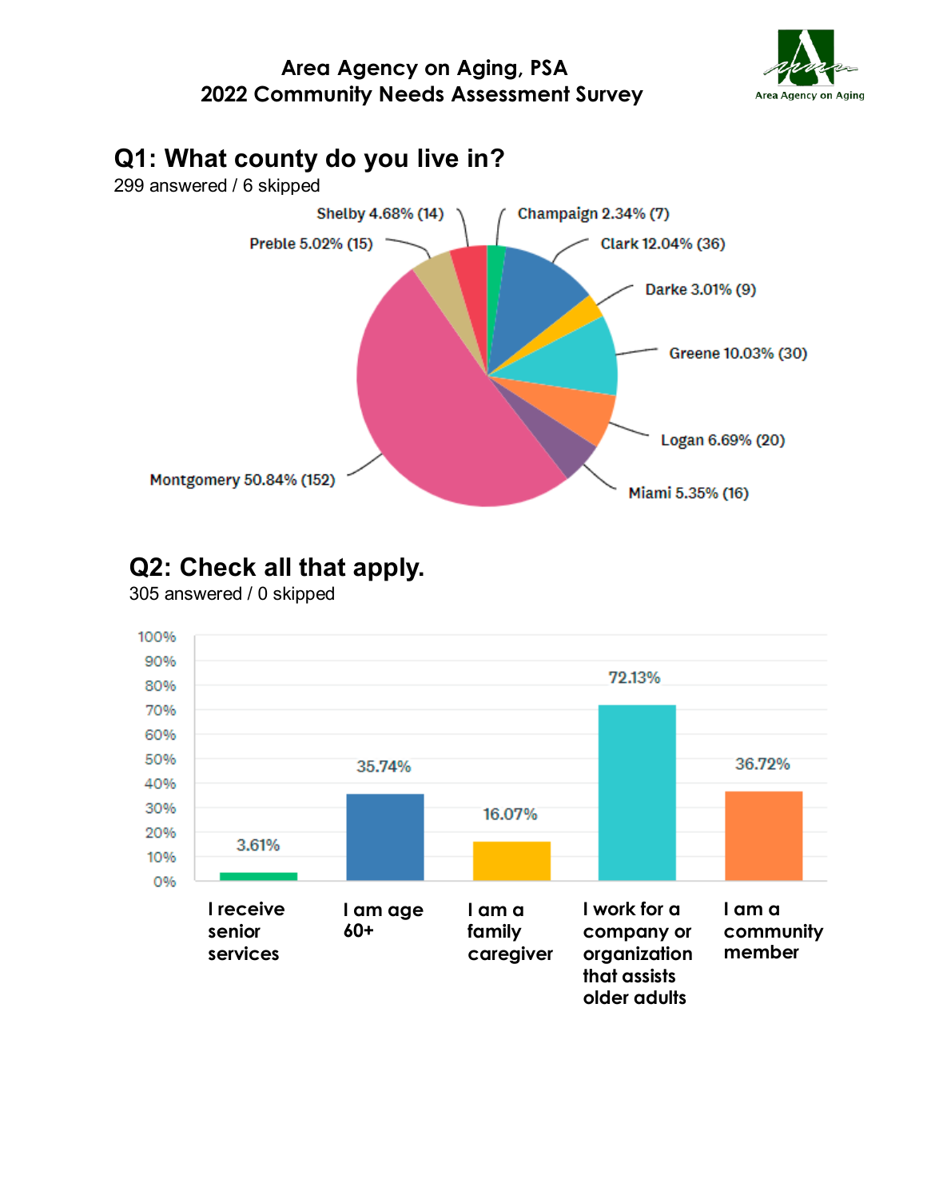Area Agency on Aging, PSA
2022 Community Needs Assessment Survey

## Q1: What county do you live in?

299 answered / 6 skipped

| County | Percent | Count |
|---|---|---|
| Champaign | 2.34% | 7 |
| Clark | 12.04% | 36 |
| Darke | 3.01% | 9 |
| Greene | 10.03% | 30 |
| Logan | 6.69% | 20 |
| Miami | 5.35% | 16 |
| Montgomery | 50.84% | 152 |
| Preble | 5.02% | 15 |
| Shelby | 4.68% | 14 |

## Q2: Check all that apply.

305 answered / 0 skipped

| Response | Percent |
|---|---|
| I receive senior services | 3.61% |
| I am age 60+ | 35.74% |
| I am a family caregiver | 16.07% |
| I work for a company or organization that assists older adults | 72.13% |
| I am a community member | 36.72% |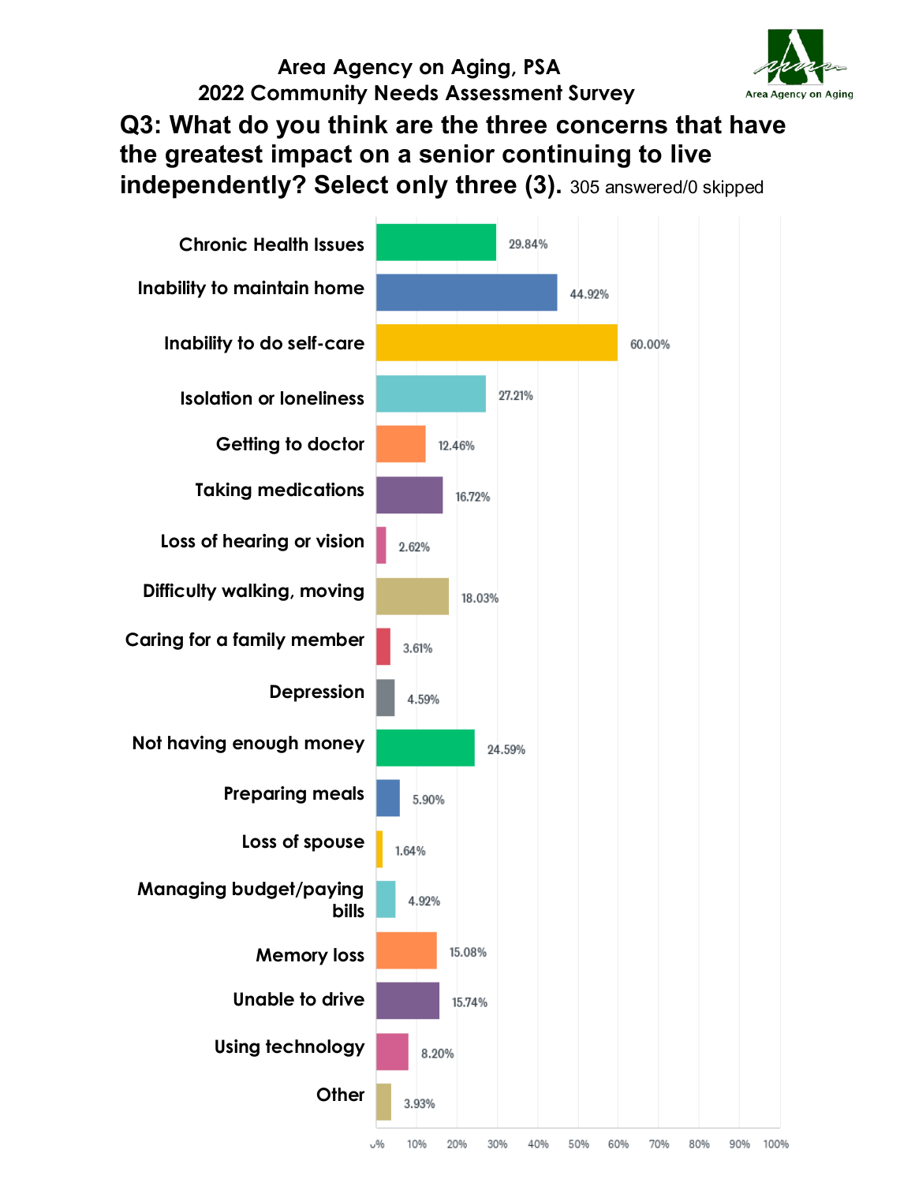# Area Agency on Aging, PSA
# 2022 Community Needs Assessment Survey

Area Agency on Aging

## Q3: What do you think are the three concerns that have the greatest impact on a senior continuing to live independently? Select only three (3). 305 answered/0 skipped

| Concern | Percentage |
|---|---|
| Chronic Health Issues | 29.84% |
| Inability to maintain home | 44.92% |
| Inability to do self-care | 60.00% |
| Isolation or loneliness | 27.21% |
| Getting to doctor | 12.46% |
| Taking medications | 16.72% |
| Loss of hearing or vision | 2.62% |
| Difficulty walking, moving | 18.03% |
| Caring for a family member | 3.61% |
| Depression | 4.59% |
| Not having enough money | 24.59% |
| Preparing meals | 5.90% |
| Loss of spouse | 1.64% |
| Managing budget/paying bills | 4.92% |
| Memory loss | 15.08% |
| Unable to drive | 15.74% |
| Using technology | 8.20% |
| Other | 3.93% |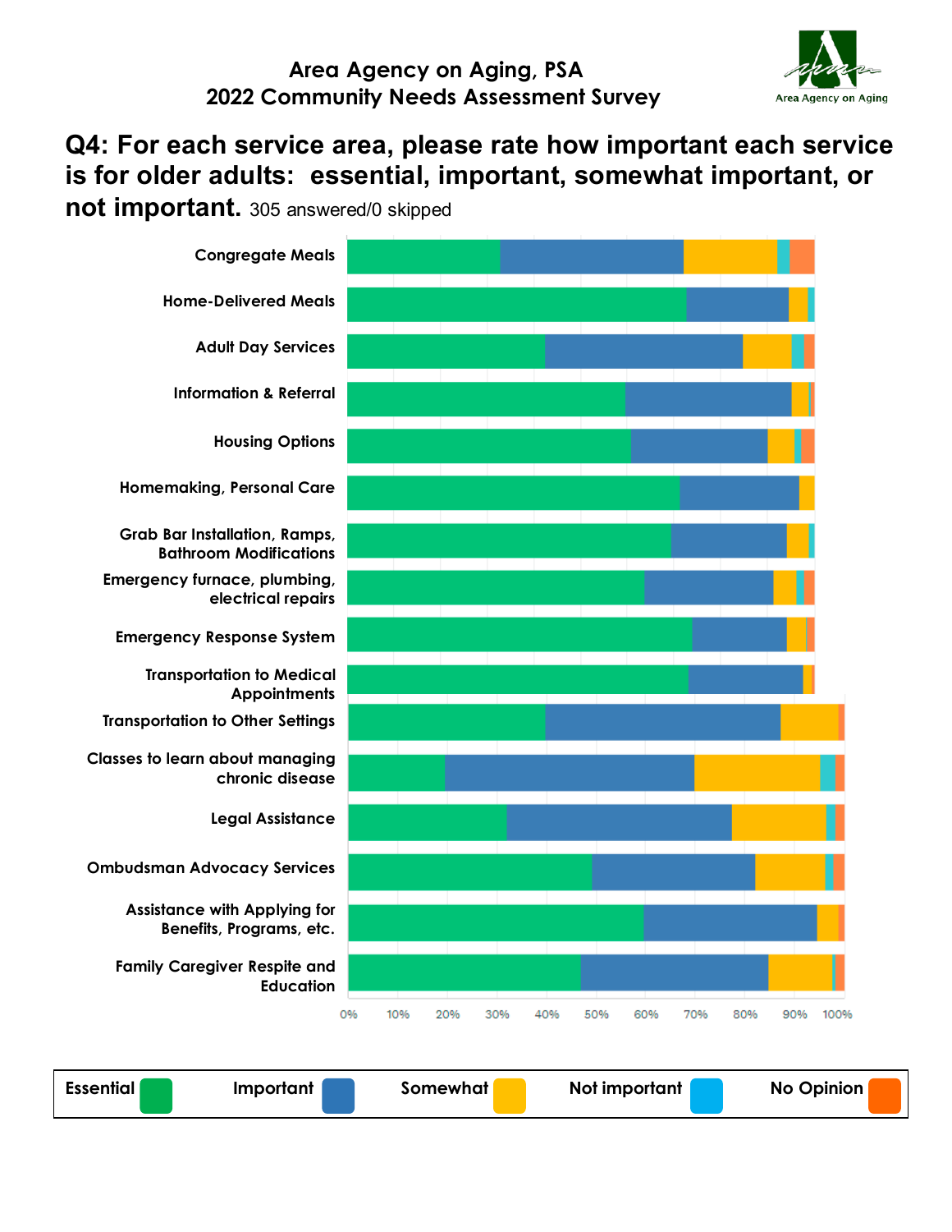Area Agency on Aging, PSA
2022 Community Needs Assessment Survey

Area Agency on Aging

## Q4: For each service area, please rate how important each service is for older adults: essential, important, somewhat important, or not important. 305 answered/0 skipped

Congregate Meals

Home-Delivered Meals

Adult Day Services

Information & Referral

Housing Options

Homemaking, Personal Care

Grab Bar Installation, Ramps, Bathroom Modifications

Emergency furnace, plumbing, electrical repairs

Emergency Response System

Transportation to Medical Appointments

Transportation to Other Settings

Classes to learn about managing chronic disease

Legal Assistance

Ombudsman Advocacy Services

Assistance with Applying for Benefits, Programs, etc.

Family Caregiver Respite and Education

0% 10% 20% 30% 40% 50% 60% 70% 80% 90% 100%

| Essential | Important | Somewhat | Not important | No Opinion |
|---|---|---|---|---|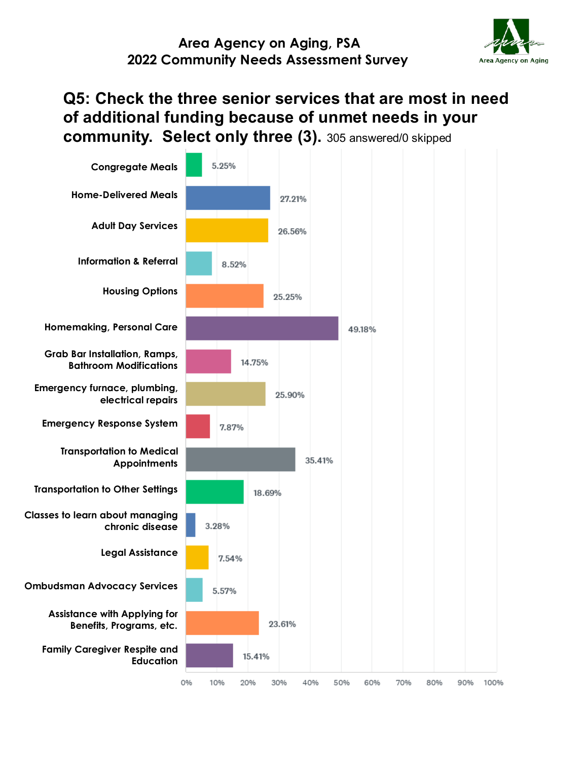# Area Agency on Aging, PSA
# 2022 Community Needs Assessment Survey

Area Agency on Aging

## Q5: Check the three senior services that are most in need of additional funding because of unmet needs in your community. Select only three (3).

305 answered/0 skipped

Congregate Meals 5.25%

Home-Delivered Meals 27.21%

Adult Day Services 26.56%

Information & Referral 8.52%

Housing Options 25.25%

Homemaking, Personal Care 49.18%

Grab Bar Installation, Ramps, Bathroom Modifications 14.75%

Emergency furnace, plumbing, electrical repairs 25.90%

Emergency Response System 7.87%

Transportation to Medical Appointments 35.41%

Transportation to Other Settings 18.69%

Classes to learn about managing chronic disease 3.28%

Legal Assistance 7.54%

Ombudsman Advocacy Services 5.57%

Assistance with Applying for Benefits, Programs, etc. 23.61%

Family Caregiver Respite and Education 15.41%

0% 10% 20% 30% 40% 50% 60% 70% 80% 90% 100%